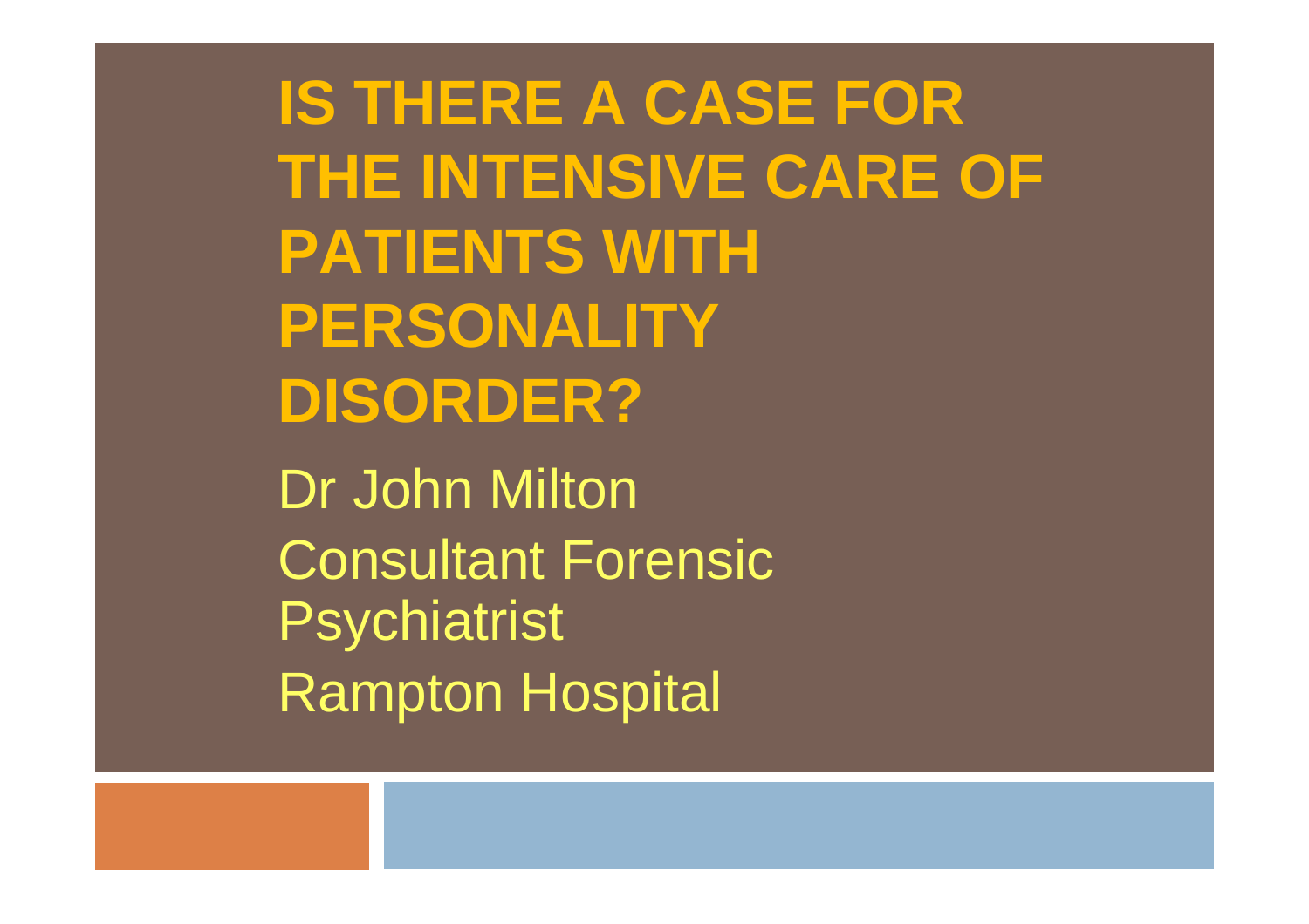# IS THERE A CASE FOR THE INTENSIVE CARE OF PATIENTS WITH PERSONALITY DISORDER?

Dr John Milton

Consultant Forensic Psychiatrist

Rampton Hospital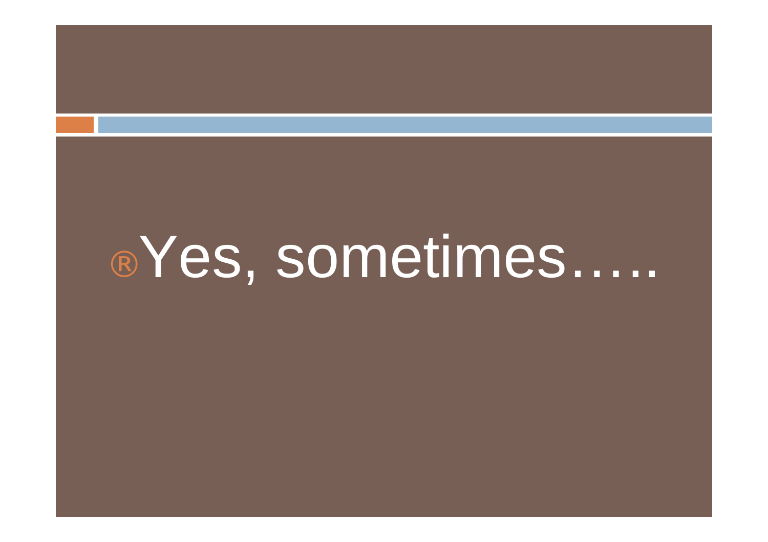- Yes, sometimes…..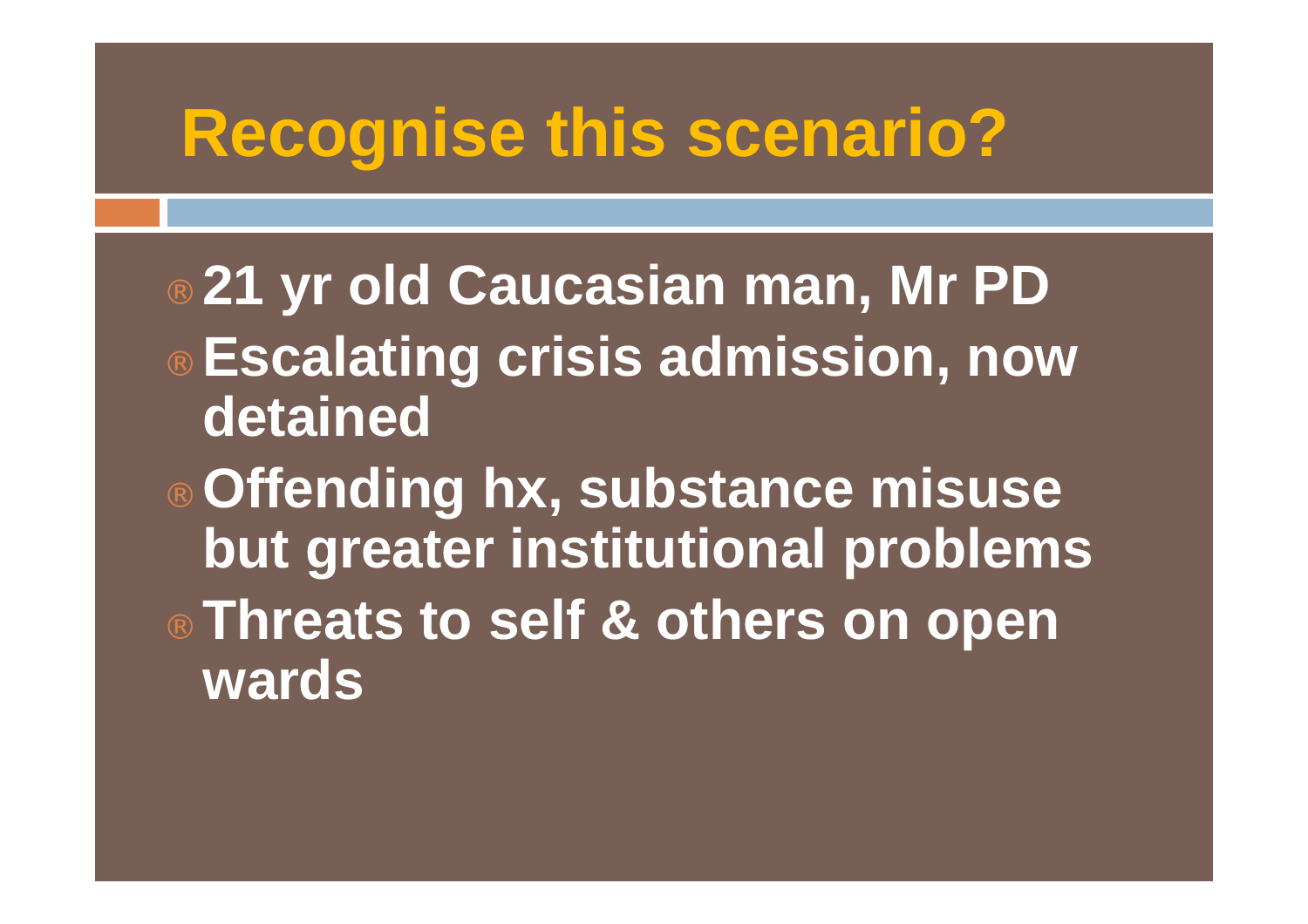# Recognise this scenario?

- 21 yr old Caucasian man, Mr PD
- Escalating crisis admission, now detained
- Offending hx, substance misuse but greater institutional problems
- Threats to self & others on open wards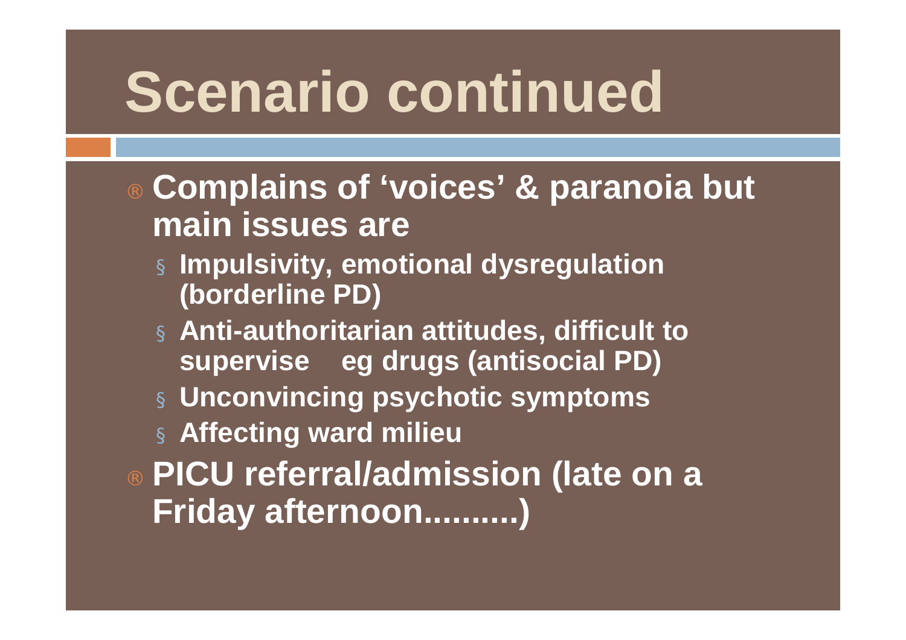# Scenario continued

- **Complains of 'voices' & paranoia but main issues are**
  - **Impulsivity, emotional dysregulation (borderline PD)**
  - **Anti-authoritarian attitudes, difficult to supervise eg drugs (antisocial PD)**
  - **Unconvincing psychotic symptoms**
  - **Affecting ward milieu**
- **PICU referral/admission (late on a Friday afternoon.........)**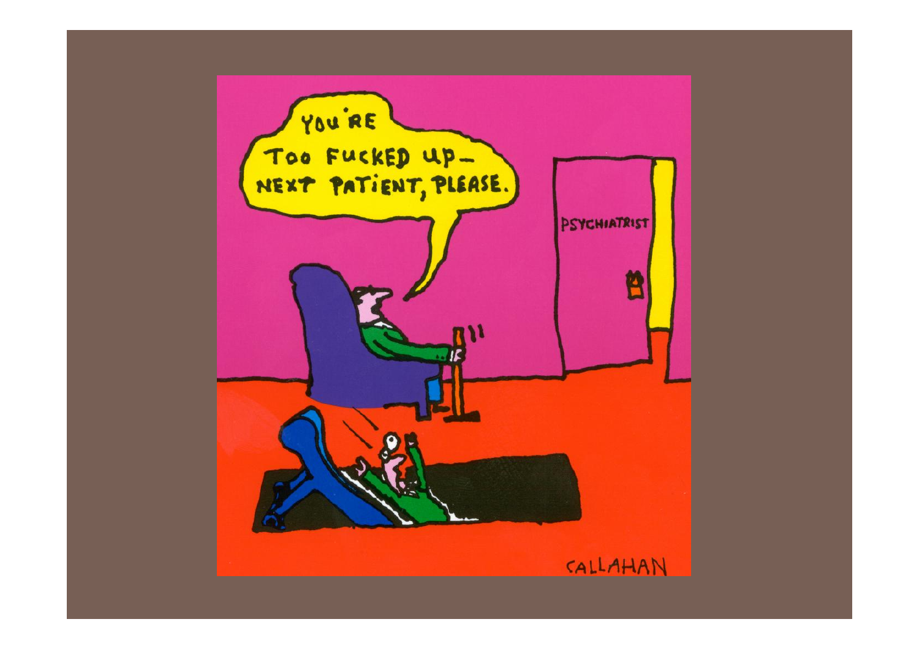YOU'RE TOO FUCKED UP— NEXT PATIENT, PLEASE.

PSYCHIATRIST

CALLAHAN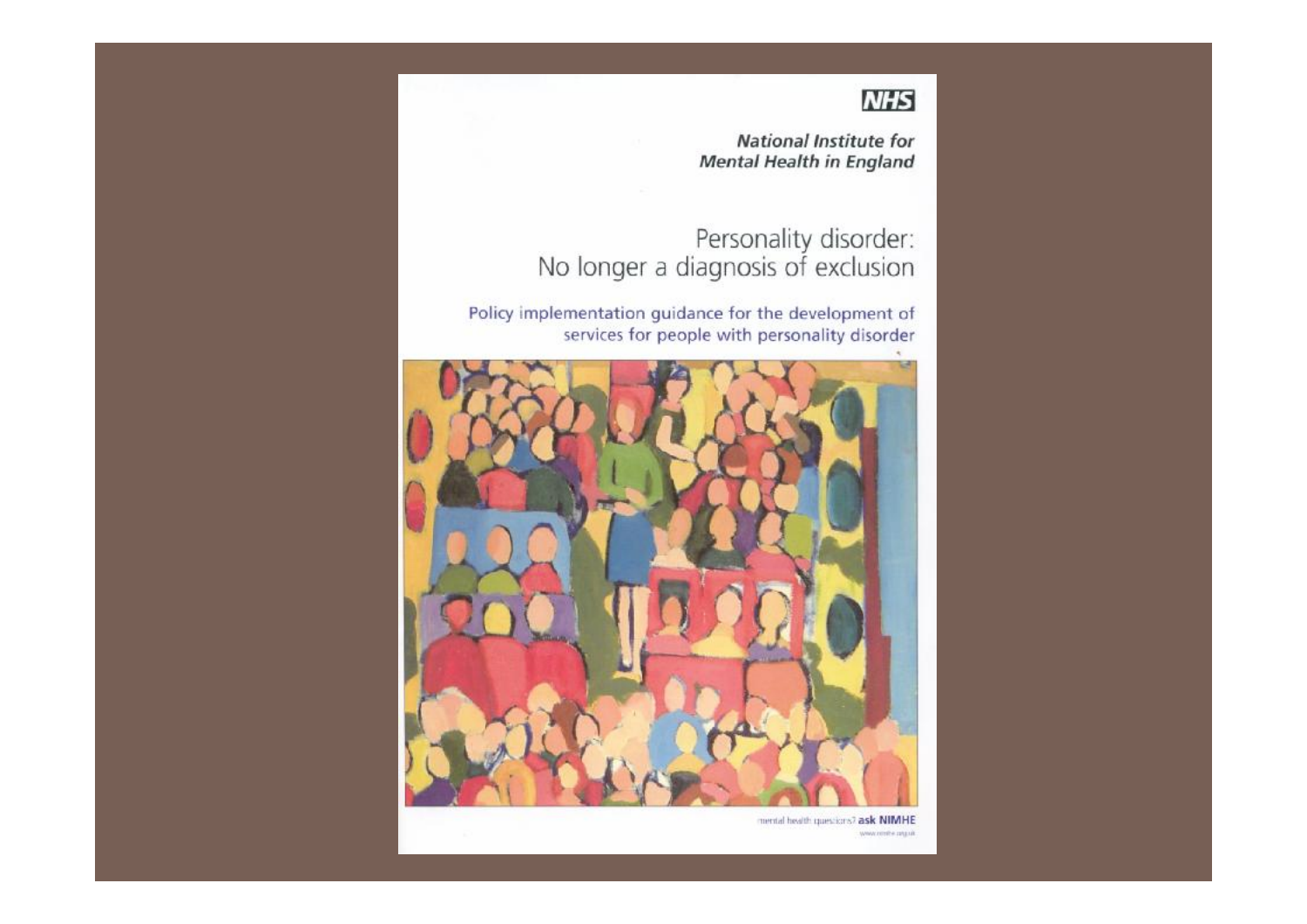NHS

***National Institute for Mental Health in England***

# Personality disorder: No longer a diagnosis of exclusion

Policy implementation guidance for the development of services for people with personality disorder

mental health questions? **ask NIMHE**

www.nimhe.org.uk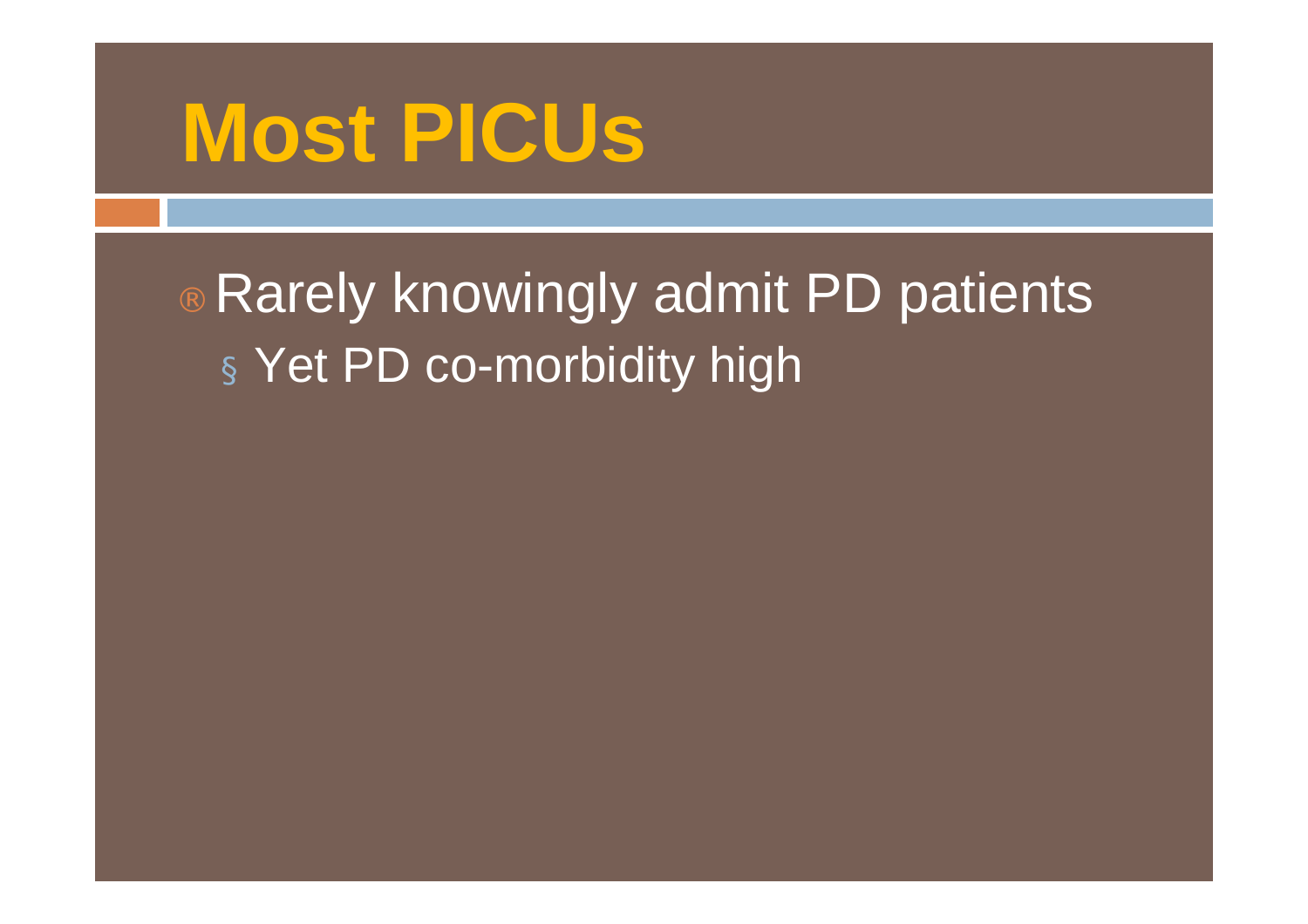# Most PICUs

- Rarely knowingly admit PD patients
  - Yet PD co-morbidity high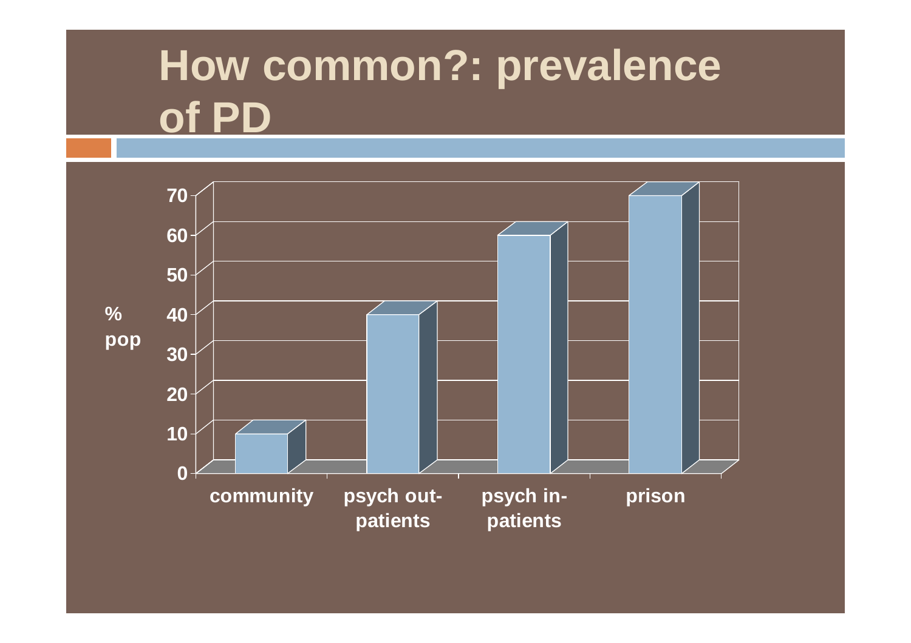# How common?: prevalence of PD

% pop

70
60
50
40
30
20
10
0

community | psych out-patients | psych in-patients | prison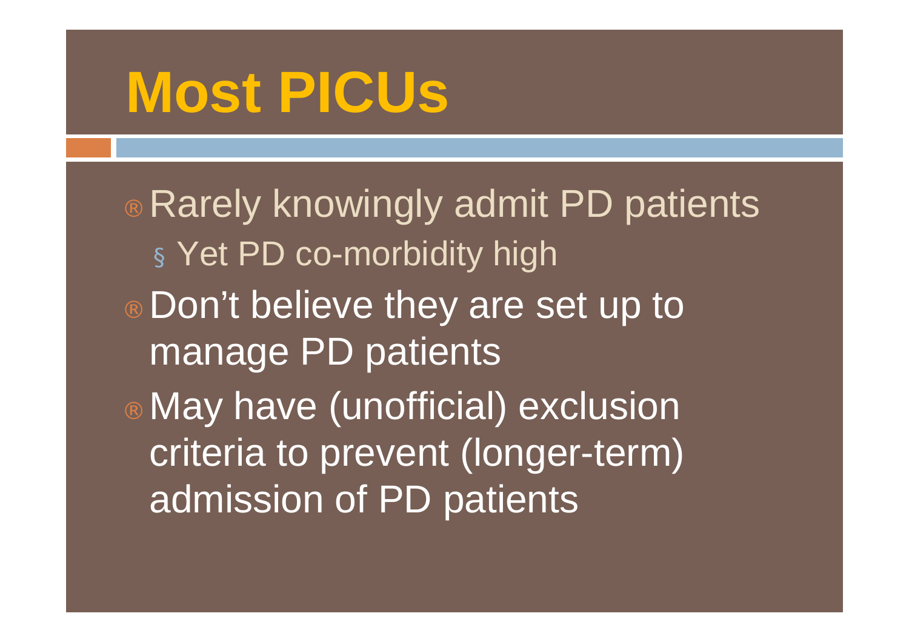# Most PICUs

- Rarely knowingly admit PD patients
  - Yet PD co-morbidity high
- Don't believe they are set up to manage PD patients
- May have (unofficial) exclusion criteria to prevent (longer-term) admission of PD patients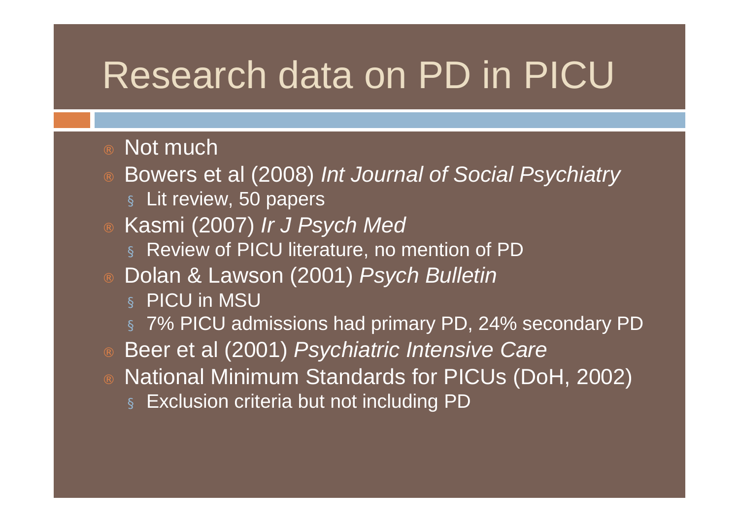# Research data on PD in PICU

- Not much
- Bowers et al (2008) *Int Journal of Social Psychiatry*
  - Lit review, 50 papers
- Kasmi (2007) *Ir J Psych Med*
  - Review of PICU literature, no mention of PD
- Dolan & Lawson (2001) *Psych Bulletin*
  - PICU in MSU
  - 7% PICU admissions had primary PD, 24% secondary PD
- Beer et al (2001) *Psychiatric Intensive Care*
- National Minimum Standards for PICUs (DoH, 2002)
  - Exclusion criteria but not including PD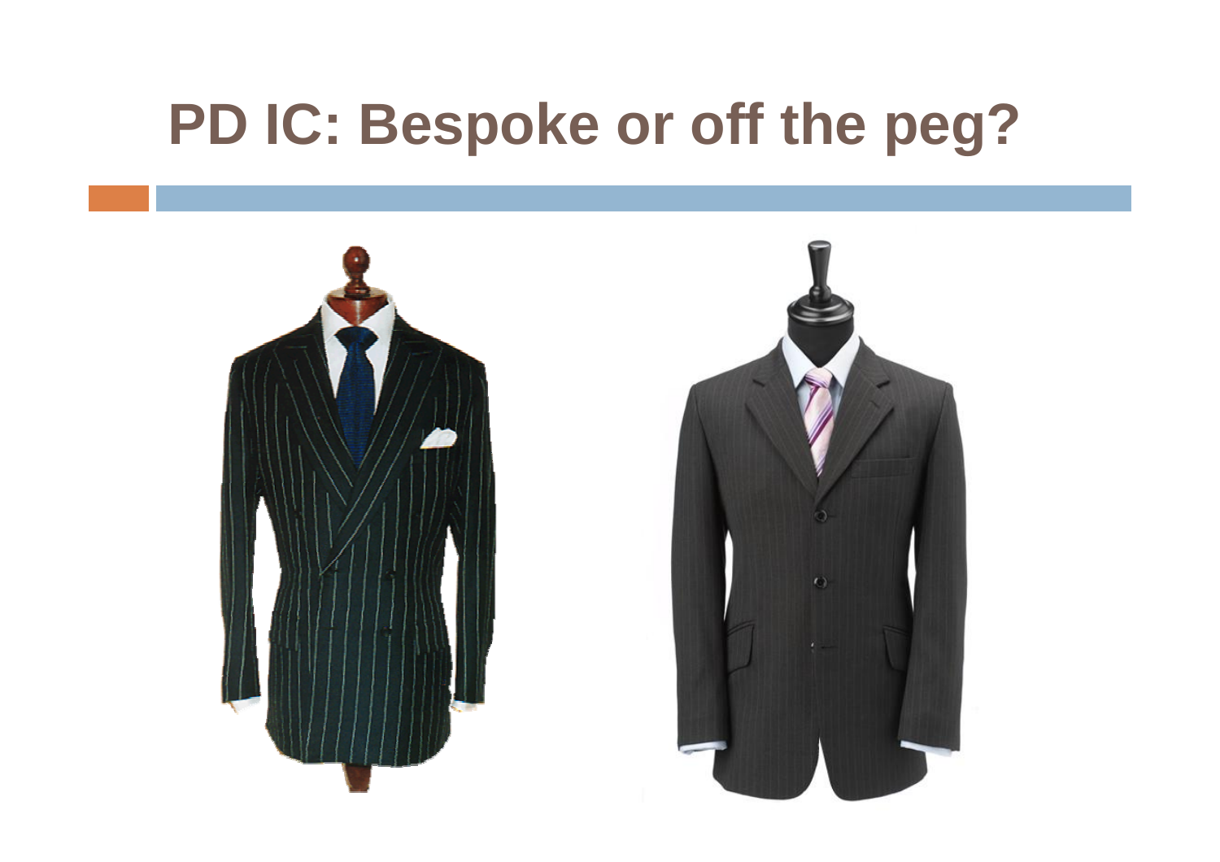# PD IC: Bespoke or off the peg?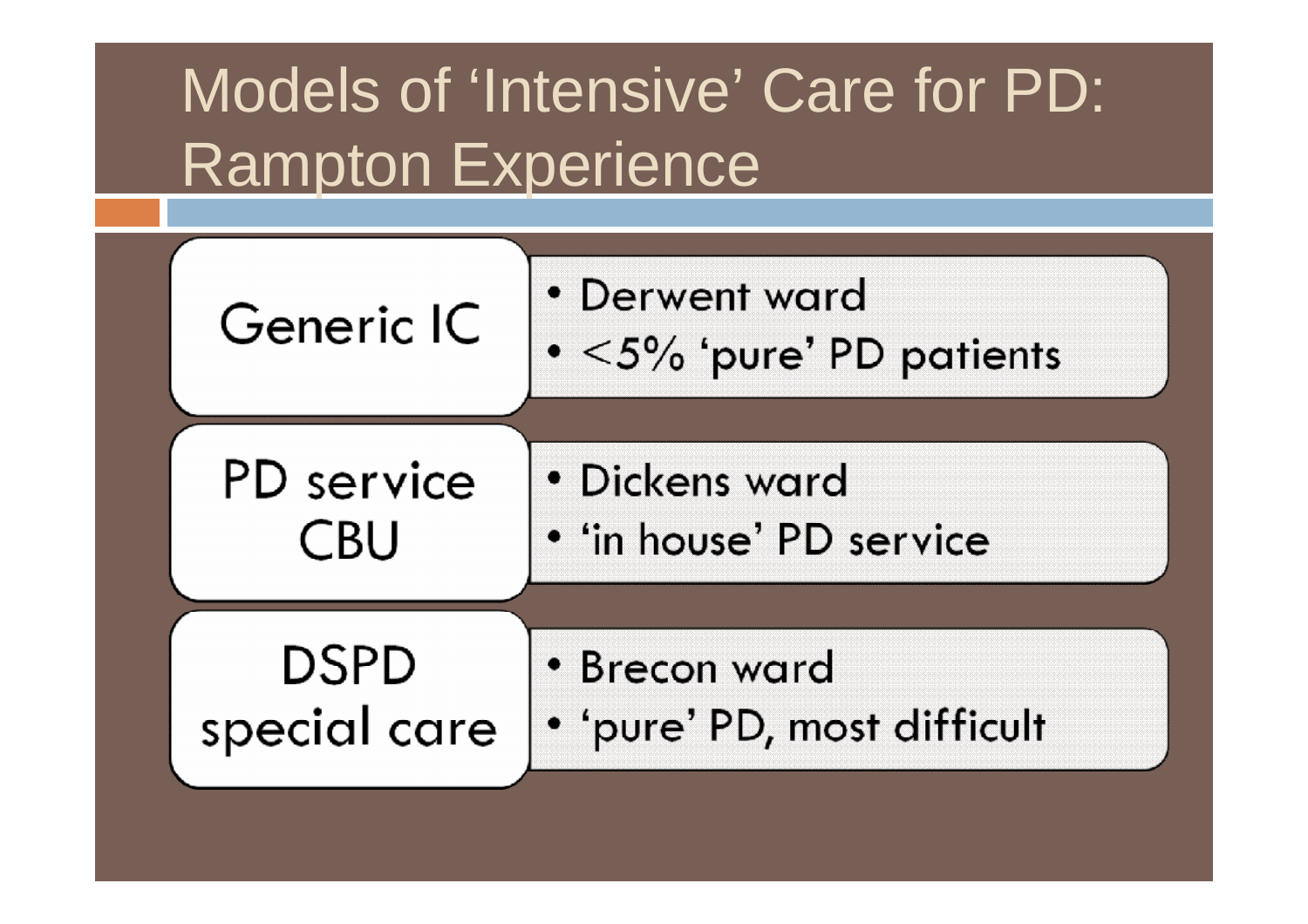# Models of 'Intensive' Care for PD: Rampton Experience

**Generic IC**

- Derwent ward
- <5% 'pure' PD patients

**PD service CBU**

- Dickens ward
- 'in house' PD service

**DSPD special care**

- Brecon ward
- 'pure' PD, most difficult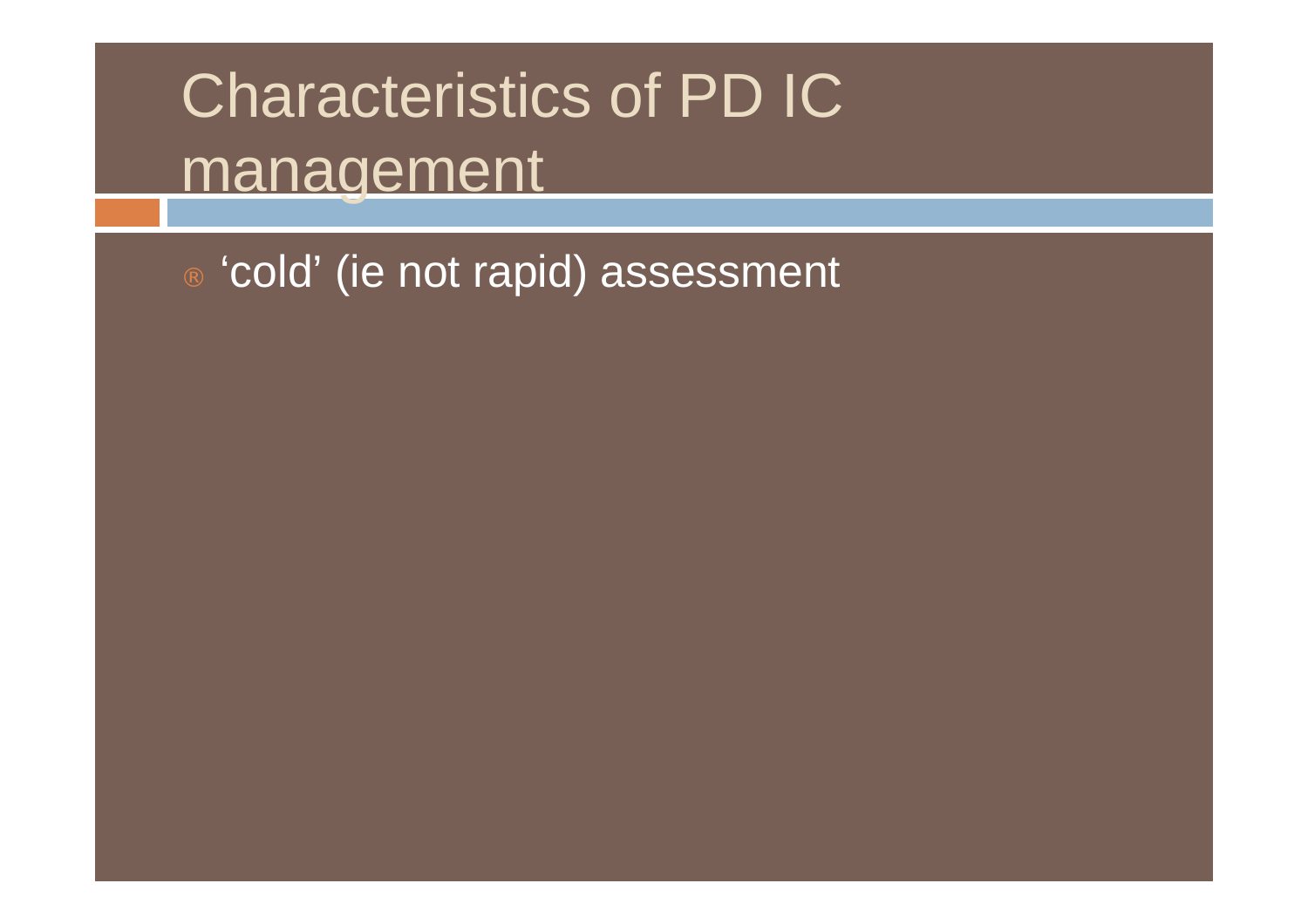# Characteristics of PD IC management

- ‘cold’ (ie not rapid) assessment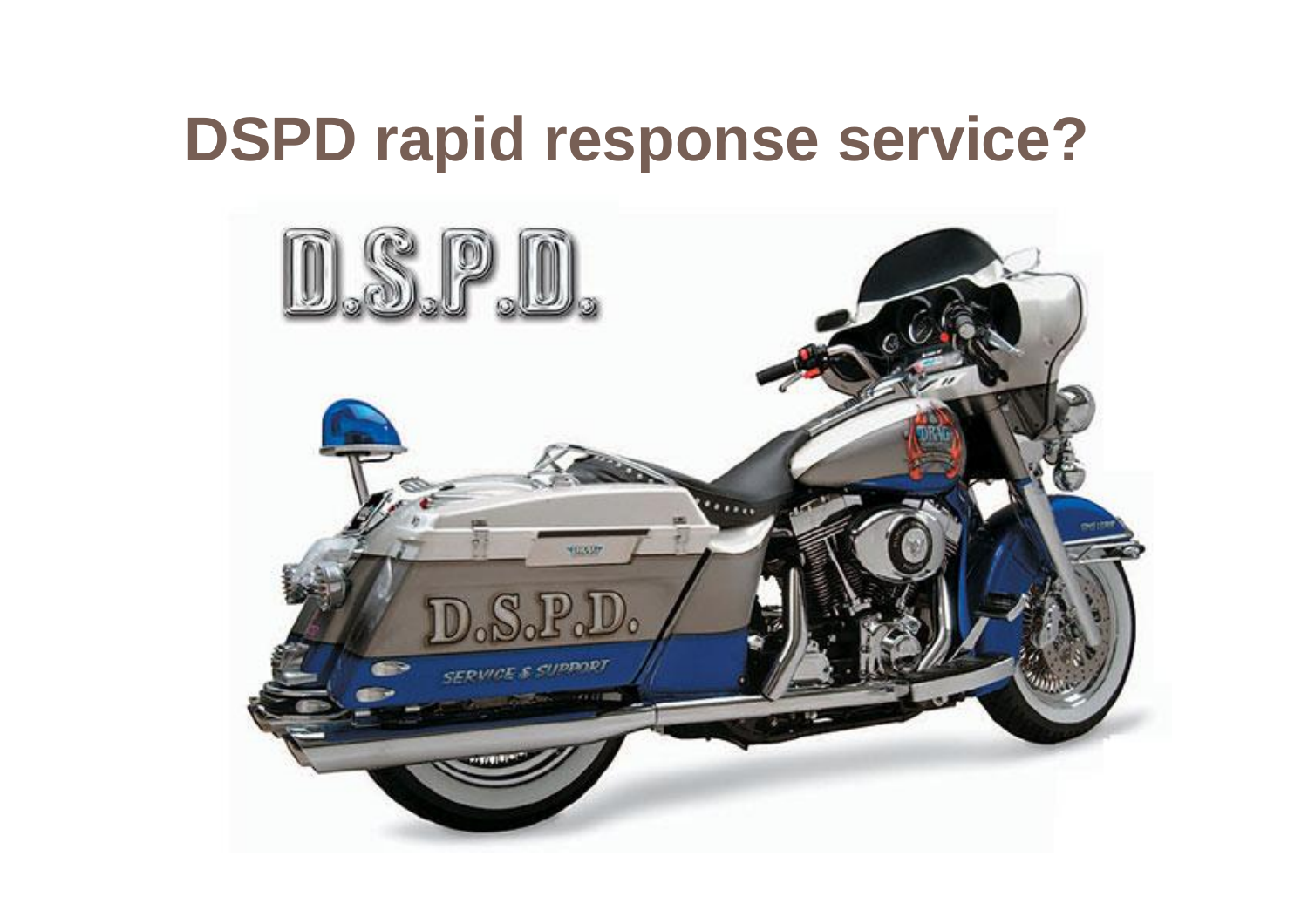# DSPD rapid response service?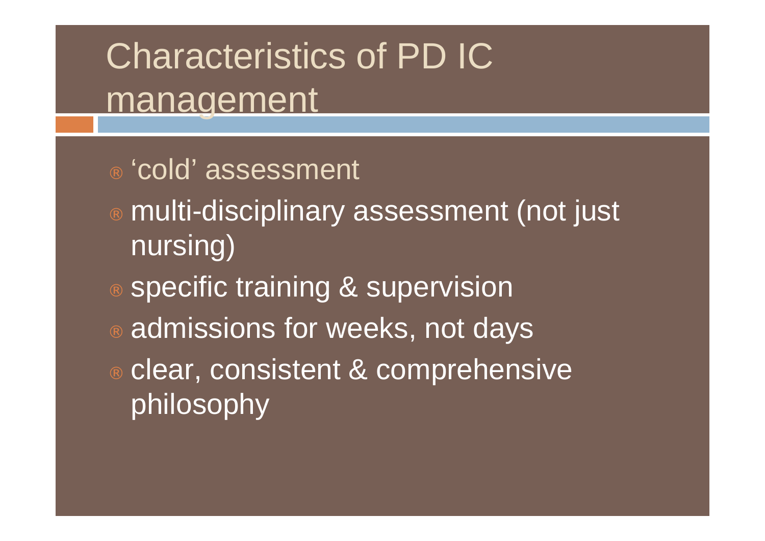# Characteristics of PD IC management

- ‘cold’ assessment
- multi-disciplinary assessment (not just nursing)
- specific training & supervision
- admissions for weeks, not days
- clear, consistent & comprehensive philosophy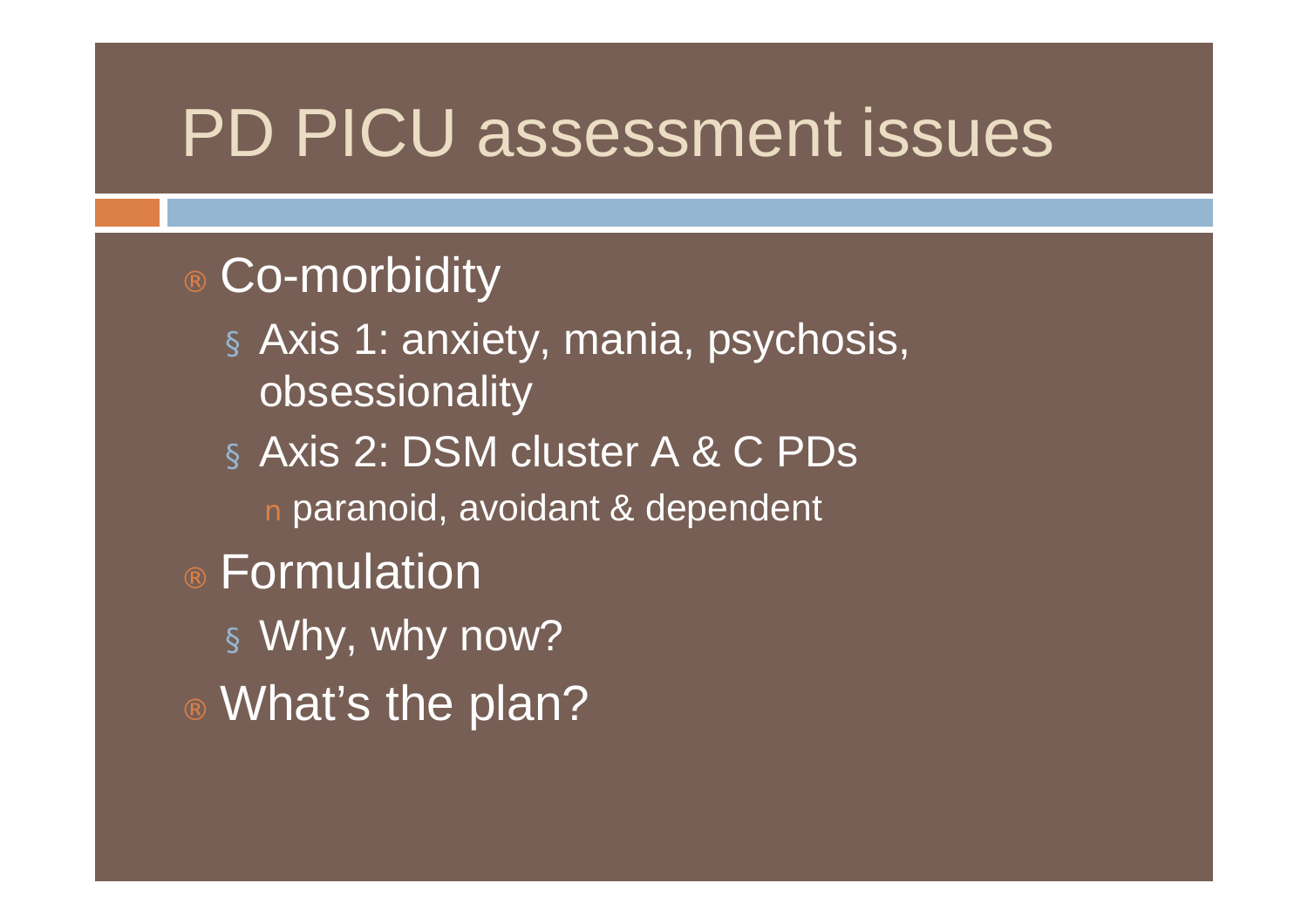# PD PICU assessment issues

- Co-morbidity
  - Axis 1: anxiety, mania, psychosis, obsessionality
  - Axis 2: DSM cluster A & C PDs
    - paranoid, avoidant & dependent
- Formulation
  - Why, why now?
- What's the plan?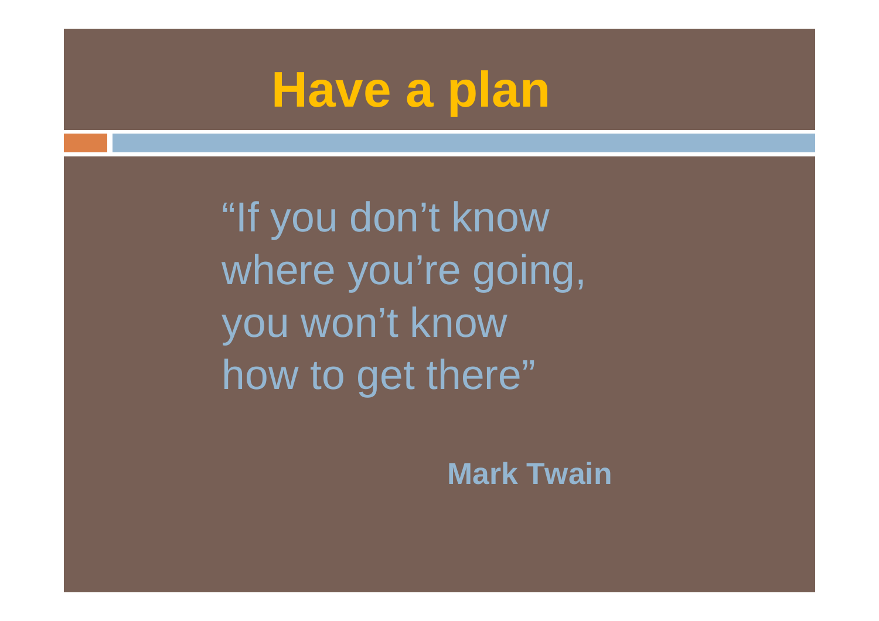# Have a plan

"If you don't know
where you're going,
you won't know
how to get there"

**Mark Twain**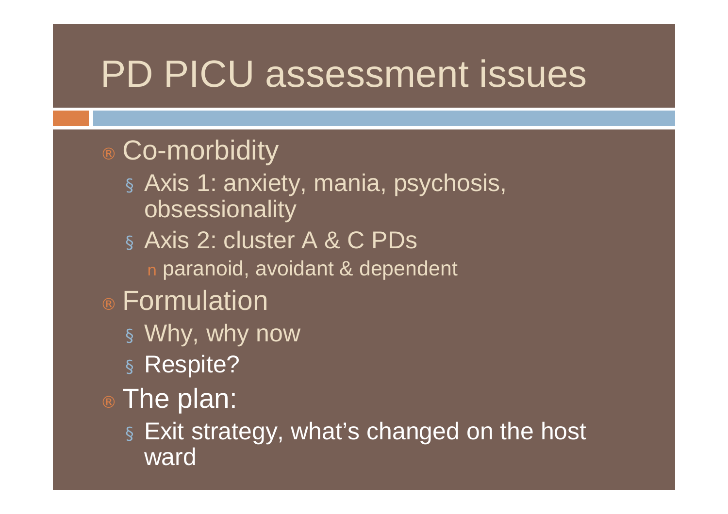# PD PICU assessment issues

- Co-morbidity
  - Axis 1: anxiety, mania, psychosis, obsessionality
  - Axis 2: cluster A & C PDs
    - paranoid, avoidant & dependent
- Formulation
  - Why, why now
  - Respite?
- The plan:
  - Exit strategy, what's changed on the host ward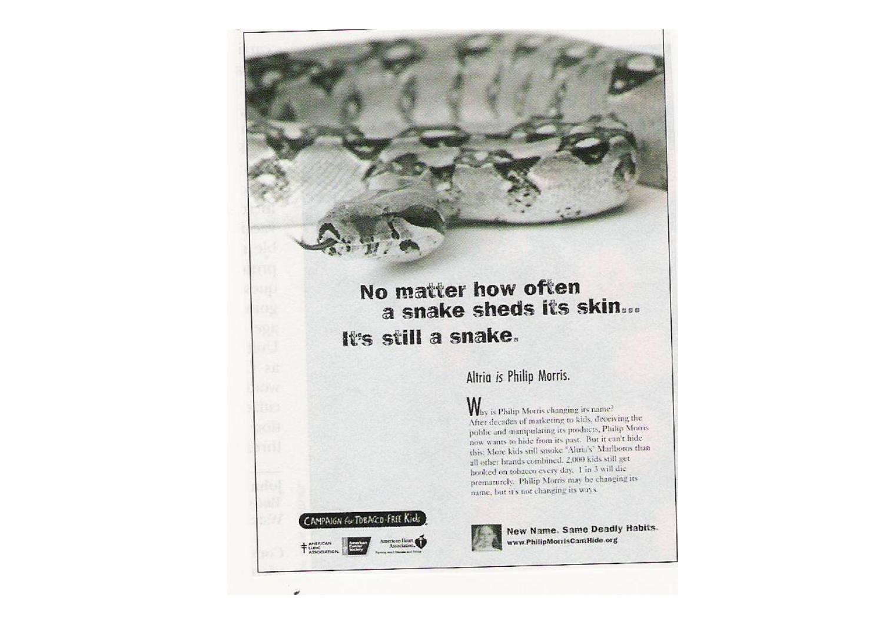**No matter how often a snake sheds its skin...**

**It's still a snake.**

Altria *is* Philip Morris.

Why is Philip Morris changing its name? After decades of marketing to kids, deceiving the public and manipulating its products, Philip Morris now wants to hide from its past. But it can't hide this: More kids still smoke "Altria's" Marlboros than all other brands combined. 2,000 kids still get hooked on tobacco every day. 1 in 3 will die prematurely. Philip Morris may be changing its name, but it's not changing its ways.

CAMPAIGN for TOBACCO-FREE Kids

AMERICAN LUNG ASSOCIATION | American Cancer Society | American Heart Association

**New Name. Same Deadly Habits.**
**www.PhilipMorrisCantHide.org**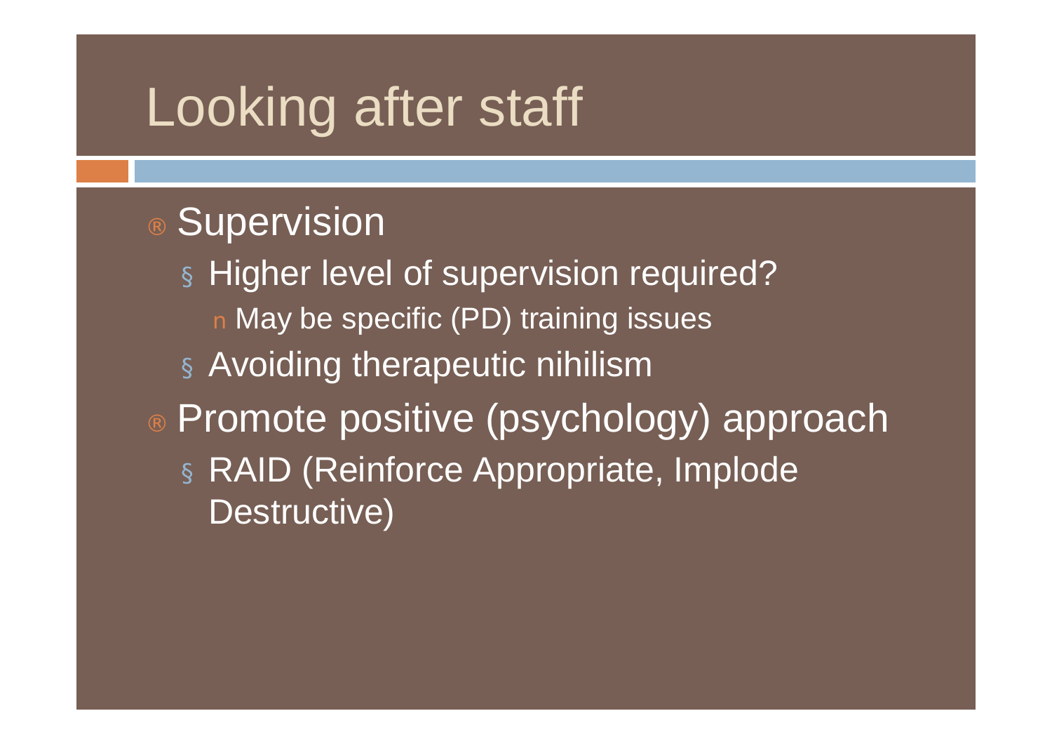# Looking after staff

- Supervision
  - Higher level of supervision required?
    - May be specific (PD) training issues
  - Avoiding therapeutic nihilism
- Promote positive (psychology) approach
  - RAID (Reinforce Appropriate, Implode Destructive)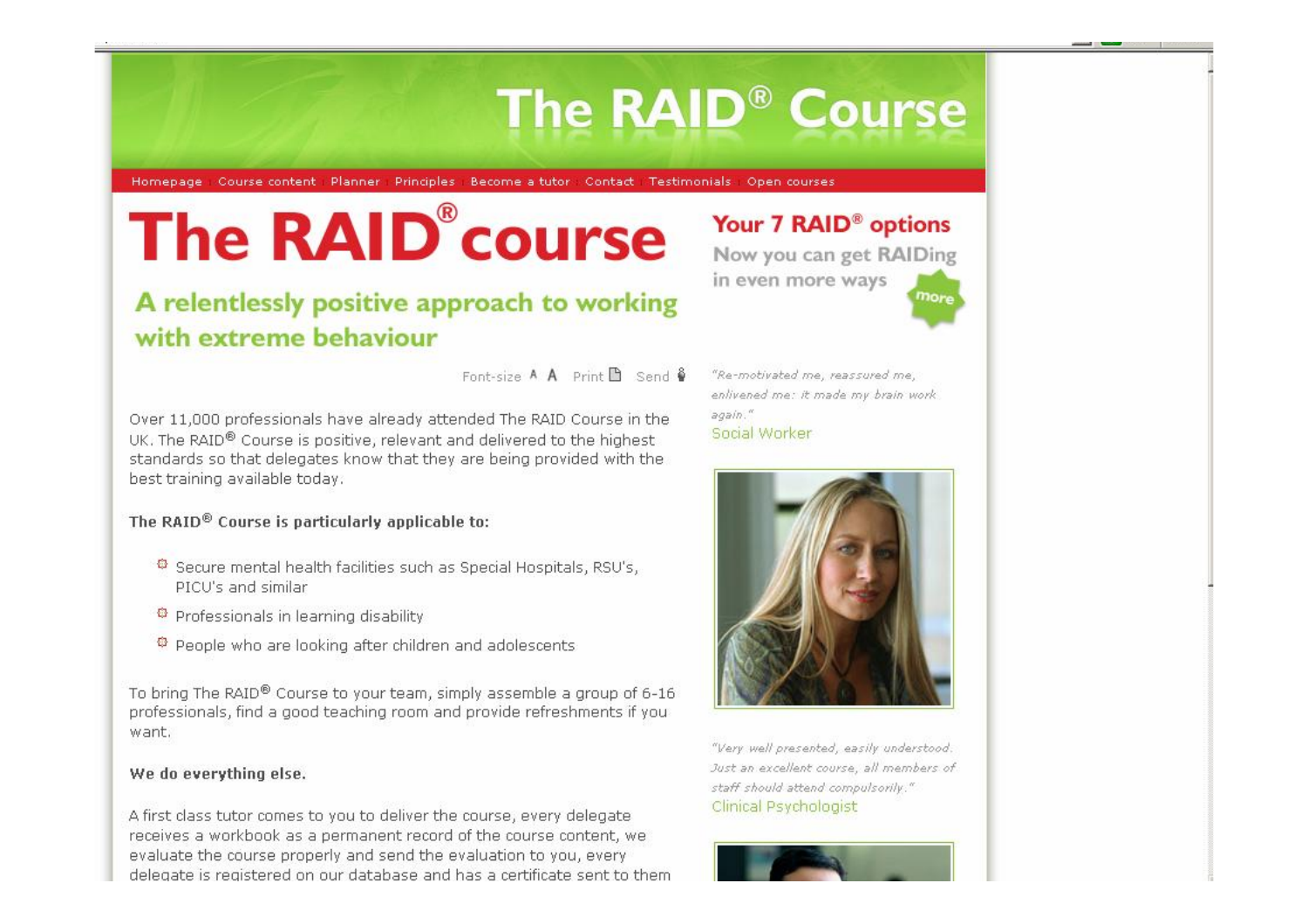# The RAID® Course

Homepage | Course content | Planner | Principles | Become a tutor | Contact | Testimonials | Open courses

# The RAID® course

## A relentlessly positive approach to working with extreme behaviour

Font-size A A Print Send

Over 11,000 professionals have already attended The RAID Course in the UK. The RAID® Course is positive, relevant and delivered to the highest standards so that delegates know that they are being provided with the best training available today.

**The RAID® Course is particularly applicable to:**

- Secure mental health facilities such as Special Hospitals, RSU's, PICU's and similar
- Professionals in learning disability
- People who are looking after children and adolescents

To bring The RAID® Course to your team, simply assemble a group of 6-16 professionals, find a good teaching room and provide refreshments if you want.

**We do everything else.**

A first class tutor comes to you to deliver the course, every delegate receives a workbook as a permanent record of the course content, we evaluate the course properly and send the evaluation to you, every delegate is registered on our database and has a certificate sent to them

## Your 7 RAID® options

Now you can get RAIDing in even more ways

more

*"Re-motivated me, reassured me, enlivened me: it made my brain work again."*
Social Worker

*"Very well presented, easily understood. Just an excellent course, all members of staff should attend compulsorily."*
Clinical Psychologist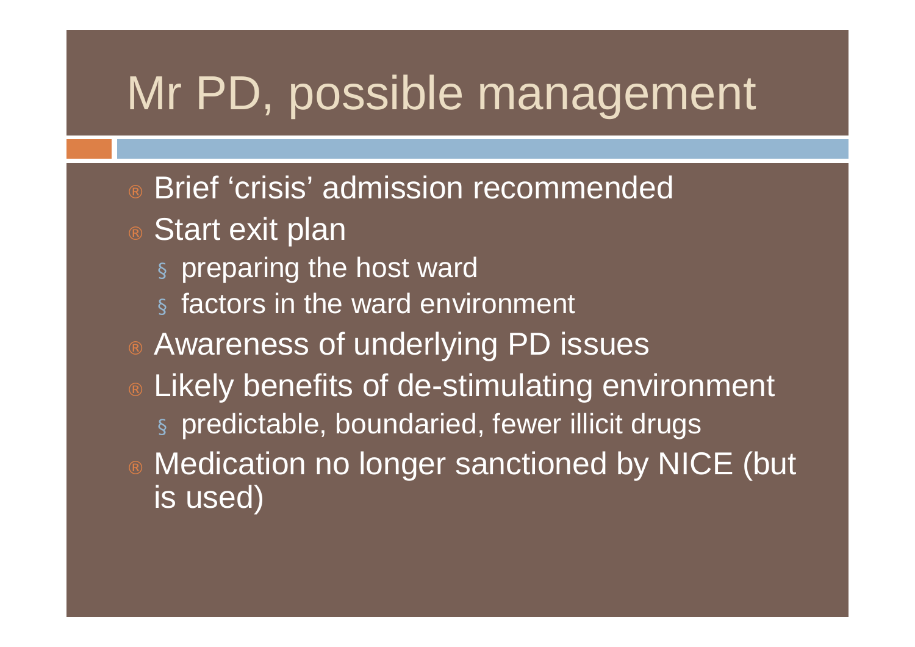# Mr PD, possible management

- Brief ‘crisis’ admission recommended
- Start exit plan
  - preparing the host ward
  - factors in the ward environment
- Awareness of underlying PD issues
- Likely benefits of de-stimulating environment
  - predictable, boundaried, fewer illicit drugs
- Medication no longer sanctioned by NICE (but is used)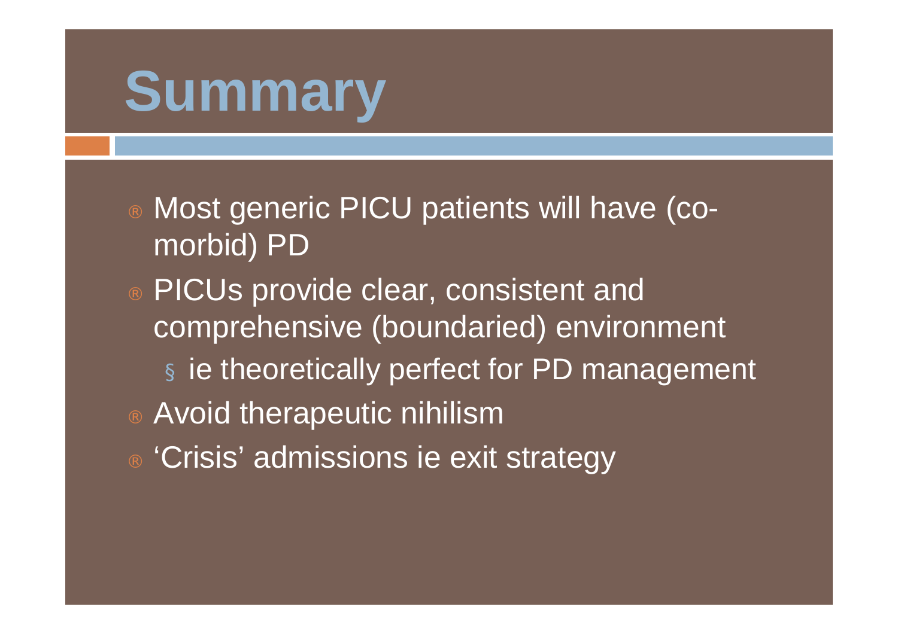# Summary

- Most generic PICU patients will have (co-morbid) PD
- PICUs provide clear, consistent and comprehensive (boundaried) environment
  - ie theoretically perfect for PD management
- Avoid therapeutic nihilism
- ‘Crisis’ admissions ie exit strategy